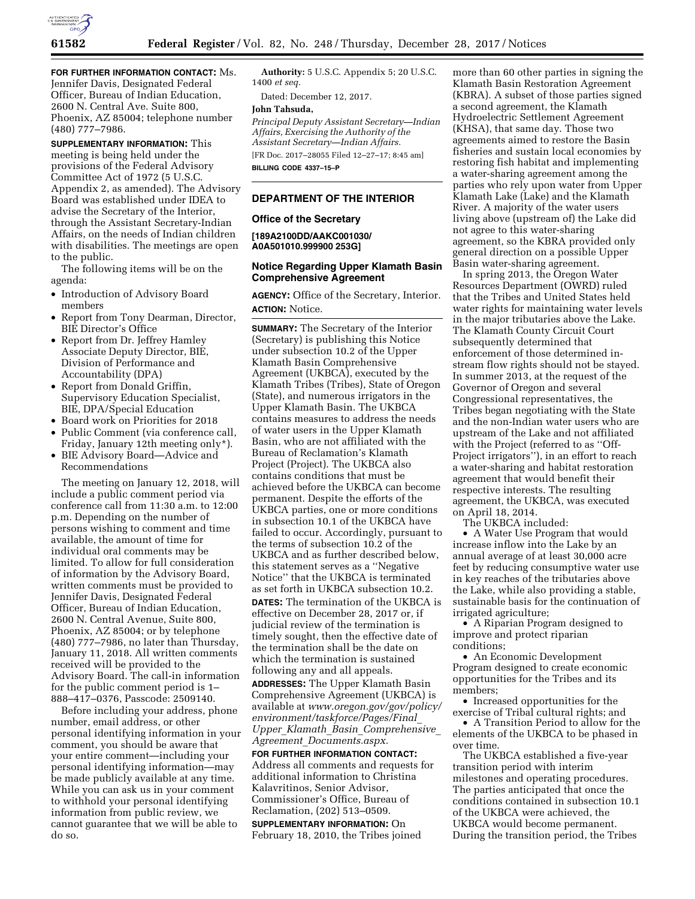**FOR FURTHER INFORMATION CONTACT:** Ms. Jennifer Davis, Designated Federal Officer, Bureau of Indian Education, 2600 N. Central Ave. Suite 800, Phoenix, AZ 85004; telephone number (480) 777–7986.

**SUPPLEMENTARY INFORMATION:** This meeting is being held under the provisions of the Federal Advisory Committee Act of 1972 (5 U.S.C. Appendix 2, as amended). The Advisory Board was established under IDEA to advise the Secretary of the Interior, through the Assistant Secretary-Indian Affairs, on the needs of Indian children with disabilities. The meetings are open to the public.

The following items will be on the agenda:

- Introduction of Advisory Board members
- Report from Tony Dearman, Director, BIE Director's Office
- Report from Dr. Jeffrey Hamley Associate Deputy Director, BIE, Division of Performance and Accountability (DPA)
- Report from Donald Griffin, Supervisory Education Specialist, BIE, DPA/Special Education
- Board work on Priorities for 2018
- Public Comment (via conference call, Friday, January 12th meeting only*).
- BIE Advisory Board—Advice and Recommendations

The meeting on January 12, 2018, will include a public comment period via conference call from 11:30 a.m. to 12:00 p.m. Depending on the number of persons wishing to comment and time available, the amount of time for individual oral comments may be limited. To allow for full consideration of information by the Advisory Board, written comments must be provided to Jennifer Davis, Designated Federal Officer, Bureau of Indian Education, 2600 N. Central Avenue, Suite 800, Phoenix, AZ 85004; or by telephone (480) 777–7986, no later than Thursday, January 11, 2018. All written comments received will be provided to the Advisory Board. The call-in information for the public comment period is 1–888–417–0376, Passcode: 2509140.

Before including your address, phone number, email address, or other personal identifying information in your comment, you should be aware that your entire comment—including your personal identifying information—may be made publicly available at any time. While you can ask us in your comment to withhold your personal identifying information from public review, we cannot guarantee that we will be able to do so.

**Authority:** 5 U.S.C. Appendix 5; 20 U.S.C. 1400 *et seq.*

Dated: December 12, 2017.

**John Tahsuda,**

*Principal Deputy Assistant Secretary—Indian Affairs, Exercising the Authority of the Assistant Secretary—Indian Affairs.*

[FR Doc. 2017–28055 Filed 12–27–17; 8:45 am]

**BILLING CODE 4337–15–P**

## DEPARTMENT OF THE INTERIOR

### Office of the Secretary

**[189A2100DD/AAKC001030/A0A501010.999900 253G]**

### Notice Regarding Upper Klamath Basin Comprehensive Agreement

**AGENCY:** Office of the Secretary, Interior.

**ACTION:** Notice.

**SUMMARY:** The Secretary of the Interior (Secretary) is publishing this Notice under subsection 10.2 of the Upper Klamath Basin Comprehensive Agreement (UKBCA), executed by the Klamath Tribes (Tribes), State of Oregon (State), and numerous irrigators in the Upper Klamath Basin. The UKBCA contains measures to address the needs of water users in the Upper Klamath Basin, who are not affiliated with the Bureau of Reclamation's Klamath Project (Project). The UKBCA also contains conditions that must be achieved before the UKBCA can become permanent. Despite the efforts of the UKBCA parties, one or more conditions in subsection 10.1 of the UKBCA have failed to occur. Accordingly, pursuant to the terms of subsection 10.2 of the UKBCA and as further described below, this statement serves as a "Negative Notice" that the UKBCA is terminated as set forth in UKBCA subsection 10.2.

**DATES:** The termination of the UKBCA is effective on December 28, 2017 or, if judicial review of the termination is timely sought, then the effective date of the termination shall be the date on which the termination is sustained following any and all appeals.

**ADDRESSES:** The Upper Klamath Basin Comprehensive Agreement (UKBCA) is available at *www.oregon.gov/gov/policy/environment/taskforce/Pages/Final_Upper_Klamath_Basin_Comprehensive_Agreement_Documents.aspx.*

**FOR FURTHER INFORMATION CONTACT:** Address all comments and requests for additional information to Christina Kalavritinos, Senior Advisor, Commissioner's Office, Bureau of Reclamation, (202) 513–0509.

**SUPPLEMENTARY INFORMATION:** On February 18, 2010, the Tribes joined more than 60 other parties in signing the Klamath Basin Restoration Agreement (KBRA). A subset of those parties signed a second agreement, the Klamath Hydroelectric Settlement Agreement (KHSA), that same day. Those two agreements aimed to restore the Basin fisheries and sustain local economies by restoring fish habitat and implementing a water-sharing agreement among the parties who rely upon water from Upper Klamath Lake (Lake) and the Klamath River. A majority of the water users living above (upstream of) the Lake did not agree to this water-sharing agreement, so the KBRA provided only general direction on a possible Upper Basin water-sharing agreement.

In spring 2013, the Oregon Water Resources Department (OWRD) ruled that the Tribes and United States held water rights for maintaining water levels in the major tributaries above the Lake. The Klamath County Circuit Court subsequently determined that enforcement of those determined in-stream flow rights should not be stayed. In summer 2013, at the request of the Governor of Oregon and several Congressional representatives, the Tribes began negotiating with the State and the non-Indian water users who are upstream of the Lake and not affiliated with the Project (referred to as "Off-Project irrigators"), in an effort to reach a water-sharing and habitat restoration agreement that would benefit their respective interests. The resulting agreement, the UKBCA, was executed on April 18, 2014.

The UKBCA included:

- A Water Use Program that would increase inflow into the Lake by an annual average of at least 30,000 acre feet by reducing consumptive water use in key reaches of the tributaries above the Lake, while also providing a stable, sustainable basis for the continuation of irrigated agriculture;
- A Riparian Program designed to improve and protect riparian conditions;
- An Economic Development Program designed to create economic opportunities for the Tribes and its members;
- Increased opportunities for the exercise of Tribal cultural rights; and
- A Transition Period to allow for the elements of the UKBCA to be phased in over time.

The UKBCA established a five-year transition period with interim milestones and operating procedures. The parties anticipated that once the conditions contained in subsection 10.1 of the UKBCA were achieved, the UKBCA would become permanent. During the transition period, the Tribes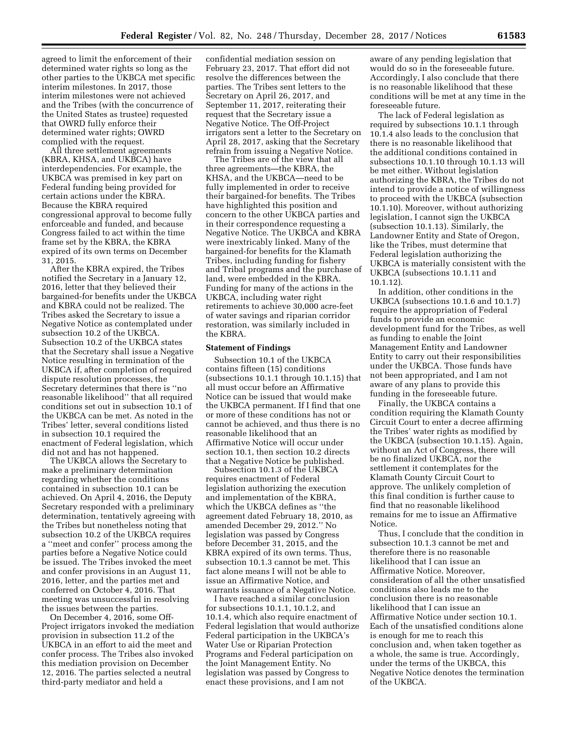agreed to limit the enforcement of their determined water rights so long as the other parties to the UKBCA met specific interim milestones. In 2017, those interim milestones were not achieved and the Tribes (with the concurrence of the United States as trustee) requested that OWRD fully enforce their determined water rights; OWRD complied with the request.

All three settlement agreements (KBRA, KHSA, and UKBCA) have interdependencies. For example, the UKBCA was premised in key part on Federal funding being provided for certain actions under the KBRA. Because the KBRA required congressional approval to become fully enforceable and funded, and because Congress failed to act within the time frame set by the KBRA, the KBRA expired of its own terms on December 31, 2015.

After the KBRA expired, the Tribes notified the Secretary in a January 12, 2016, letter that they believed their bargained-for benefits under the UKBCA and KBRA could not be realized. The Tribes asked the Secretary to issue a Negative Notice as contemplated under subsection 10.2 of the UKBCA. Subsection 10.2 of the UKBCA states that the Secretary shall issue a Negative Notice resulting in termination of the UKBCA if, after completion of required dispute resolution processes, the Secretary determines that there is ''no reasonable likelihood'' that all required conditions set out in subsection 10.1 of the UKBCA can be met. As noted in the Tribes' letter, several conditions listed in subsection 10.1 required the enactment of Federal legislation, which did not and has not happened.

The UKBCA allows the Secretary to make a preliminary determination regarding whether the conditions contained in subsection 10.1 can be achieved. On April 4, 2016, the Deputy Secretary responded with a preliminary determination, tentatively agreeing with the Tribes but nonetheless noting that subsection 10.2 of the UKBCA requires a ''meet and confer'' process among the parties before a Negative Notice could be issued. The Tribes invoked the meet and confer provisions in an August 11, 2016, letter, and the parties met and conferred on October 4, 2016. That meeting was unsuccessful in resolving the issues between the parties.

On December 4, 2016, some Off-Project irrigators invoked the mediation provision in subsection 11.2 of the UKBCA in an effort to aid the meet and confer process. The Tribes also invoked this mediation provision on December 12, 2016. The parties selected a neutral third-party mediator and held a confidential mediation session on February 23, 2017. That effort did not resolve the differences between the parties. The Tribes sent letters to the Secretary on April 26, 2017, and September 11, 2017, reiterating their request that the Secretary issue a Negative Notice. The Off-Project irrigators sent a letter to the Secretary on April 28, 2017, asking that the Secretary refrain from issuing a Negative Notice.

The Tribes are of the view that all three agreements—the KBRA, the KHSA, and the UKBCA—need to be fully implemented in order to receive their bargained-for benefits. The Tribes have highlighted this position and concern to the other UKBCA parties and in their correspondence requesting a Negative Notice. The UKBCA and KBRA were inextricably linked. Many of the bargained-for benefits for the Klamath Tribes, including funding for fishery and Tribal programs and the purchase of land, were embedded in the KBRA. Funding for many of the actions in the UKBCA, including water right retirements to achieve 30,000 acre-feet of water savings and riparian corridor restoration, was similarly included in the KBRA.

**Statement of Findings**

Subsection 10.1 of the UKBCA contains fifteen (15) conditions (subsections 10.1.1 through 10.1.15) that all must occur before an Affirmative Notice can be issued that would make the UKBCA permanent. If I find that one or more of these conditions has not or cannot be achieved, and thus there is no reasonable likelihood that an Affirmative Notice will occur under section 10.1, then section 10.2 directs that a Negative Notice be published.

Subsection 10.1.3 of the UKBCA requires enactment of Federal legislation authorizing the execution and implementation of the KBRA, which the UKBCA defines as ''the agreement dated February 18, 2010, as amended December 29, 2012.'' No legislation was passed by Congress before December 31, 2015, and the KBRA expired of its own terms. Thus, subsection 10.1.3 cannot be met. This fact alone means I will not be able to issue an Affirmative Notice, and warrants issuance of a Negative Notice.

I have reached a similar conclusion for subsections 10.1.1, 10.1.2, and 10.1.4, which also require enactment of Federal legislation that would authorize Federal participation in the UKBCA's Water Use or Riparian Protection Programs and Federal participation on the Joint Management Entity. No legislation was passed by Congress to enact these provisions, and I am not aware of any pending legislation that would do so in the foreseeable future. Accordingly, I also conclude that there is no reasonable likelihood that these conditions will be met at any time in the foreseeable future.

The lack of Federal legislation as required by subsections 10.1.1 through 10.1.4 also leads to the conclusion that there is no reasonable likelihood that the additional conditions contained in subsections 10.1.10 through 10.1.13 will be met either. Without legislation authorizing the KBRA, the Tribes do not intend to provide a notice of willingness to proceed with the UKBCA (subsection 10.1.10). Moreover, without authorizing legislation, I cannot sign the UKBCA (subsection 10.1.13). Similarly, the Landowner Entity and State of Oregon, like the Tribes, must determine that Federal legislation authorizing the UKBCA is materially consistent with the UKBCA (subsections 10.1.11 and 10.1.12).

In addition, other conditions in the UKBCA (subsections 10.1.6 and 10.1.7) require the appropriation of Federal funds to provide an economic development fund for the Tribes, as well as funding to enable the Joint Management Entity and Landowner Entity to carry out their responsibilities under the UKBCA. Those funds have not been appropriated, and I am not aware of any plans to provide this funding in the foreseeable future.

Finally, the UKBCA contains a condition requiring the Klamath County Circuit Court to enter a decree affirming the Tribes' water rights as modified by the UKBCA (subsection 10.1.15). Again, without an Act of Congress, there will be no finalized UKBCA, nor the settlement it contemplates for the Klamath County Circuit Court to approve. The unlikely completion of this final condition is further cause to find that no reasonable likelihood remains for me to issue an Affirmative Notice.

Thus, I conclude that the condition in subsection 10.1.3 cannot be met and therefore there is no reasonable likelihood that I can issue an Affirmative Notice. Moreover, consideration of all the other unsatisfied conditions also leads me to the conclusion there is no reasonable likelihood that I can issue an Affirmative Notice under section 10.1. Each of the unsatisfied conditions alone is enough for me to reach this conclusion and, when taken together as a whole, the same is true. Accordingly, under the terms of the UKBCA, this Negative Notice denotes the termination of the UKBCA.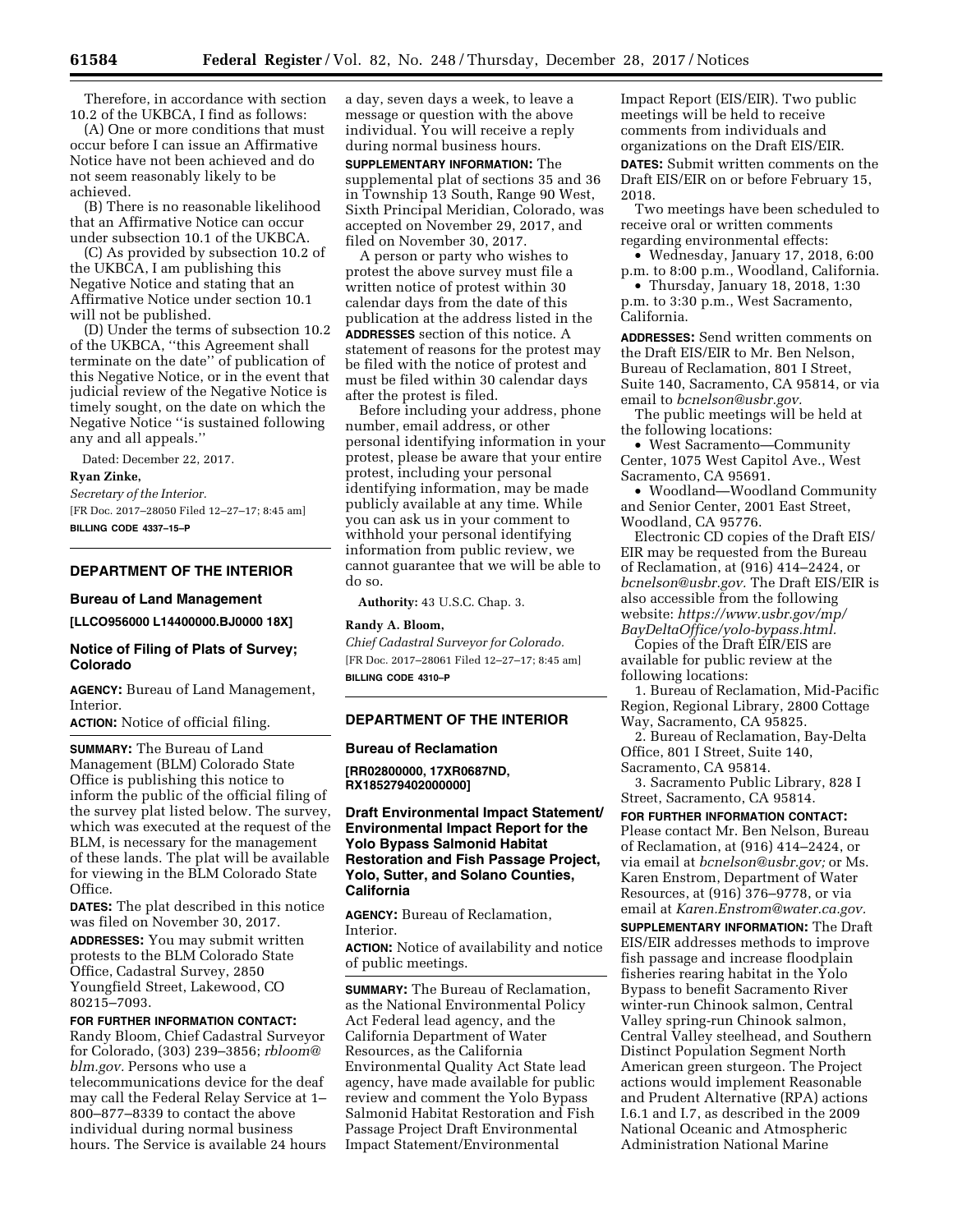Therefore, in accordance with section 10.2 of the UKBCA, I find as follows:

(A) One or more conditions that must occur before I can issue an Affirmative Notice have not been achieved and do not seem reasonably likely to be achieved.

(B) There is no reasonable likelihood that an Affirmative Notice can occur under subsection 10.1 of the UKBCA.

(C) As provided by subsection 10.2 of the UKBCA, I am publishing this Negative Notice and stating that an Affirmative Notice under section 10.1 will not be published.

(D) Under the terms of subsection 10.2 of the UKBCA, ''this Agreement shall terminate on the date'' of publication of this Negative Notice, or in the event that judicial review of the Negative Notice is timely sought, on the date on which the Negative Notice ''is sustained following any and all appeals.''

Dated: December 22, 2017.

**Ryan Zinke,**

*Secretary of the Interior.*

[FR Doc. 2017–28050 Filed 12–27–17; 8:45 am]

**BILLING CODE 4337–15–P**

---

## DEPARTMENT OF THE INTERIOR

### Bureau of Land Management

**[LLCO956000 L14400000.BJ0000 18X]**

### Notice of Filing of Plats of Survey; Colorado

**AGENCY:** Bureau of Land Management, Interior.

**ACTION:** Notice of official filing.

**SUMMARY:** The Bureau of Land Management (BLM) Colorado State Office is publishing this notice to inform the public of the official filing of the survey plat listed below. The survey, which was executed at the request of the BLM, is necessary for the management of these lands. The plat will be available for viewing in the BLM Colorado State Office.

**DATES:** The plat described in this notice was filed on November 30, 2017.

**ADDRESSES:** You may submit written protests to the BLM Colorado State Office, Cadastral Survey, 2850 Youngfield Street, Lakewood, CO 80215–7093.

**FOR FURTHER INFORMATION CONTACT:** Randy Bloom, Chief Cadastral Surveyor for Colorado, (303) 239–3856; *rbloom@blm.gov.* Persons who use a telecommunications device for the deaf may call the Federal Relay Service at 1–800–877–8339 to contact the above individual during normal business hours. The Service is available 24 hours a day, seven days a week, to leave a message or question with the above individual. You will receive a reply during normal business hours.

**SUPPLEMENTARY INFORMATION:** The supplemental plat of sections 35 and 36 in Township 13 South, Range 90 West, Sixth Principal Meridian, Colorado, was accepted on November 29, 2017, and filed on November 30, 2017.

A person or party who wishes to protest the above survey must file a written notice of protest within 30 calendar days from the date of this publication at the address listed in the **ADDRESSES** section of this notice. A statement of reasons for the protest may be filed with the notice of protest and must be filed within 30 calendar days after the protest is filed.

Before including your address, phone number, email address, or other personal identifying information in your protest, please be aware that your entire protest, including your personal identifying information, may be made publicly available at any time. While you can ask us in your comment to withhold your personal identifying information from public review, we cannot guarantee that we will be able to do so.

**Authority:** 43 U.S.C. Chap. 3.

**Randy A. Bloom,**

*Chief Cadastral Surveyor for Colorado.*

[FR Doc. 2017–28061 Filed 12–27–17; 8:45 am]

**BILLING CODE 4310–P**

---

## DEPARTMENT OF THE INTERIOR

### Bureau of Reclamation

**[RR02800000, 17XR0687ND, RX185279402000000]**

### Draft Environmental Impact Statement/ Environmental Impact Report for the Yolo Bypass Salmonid Habitat Restoration and Fish Passage Project, Yolo, Sutter, and Solano Counties, California

**AGENCY:** Bureau of Reclamation, Interior.

**ACTION:** Notice of availability and notice of public meetings.

**SUMMARY:** The Bureau of Reclamation, as the National Environmental Policy Act Federal lead agency, and the California Department of Water Resources, as the California Environmental Quality Act State lead agency, have made available for public review and comment the Yolo Bypass Salmonid Habitat Restoration and Fish Passage Project Draft Environmental Impact Statement/Environmental Impact Report (EIS/EIR). Two public meetings will be held to receive comments from individuals and organizations on the Draft EIS/EIR.

**DATES:** Submit written comments on the Draft EIS/EIR on or before February 15, 2018.

Two meetings have been scheduled to receive oral or written comments regarding environmental effects:

- Wednesday, January 17, 2018, 6:00 p.m. to 8:00 p.m., Woodland, California.
- Thursday, January 18, 2018, 1:30 p.m. to 3:30 p.m., West Sacramento, California.

**ADDRESSES:** Send written comments on the Draft EIS/EIR to Mr. Ben Nelson, Bureau of Reclamation, 801 I Street, Suite 140, Sacramento, CA 95814, or via email to *bcnelson@usbr.gov.*

The public meetings will be held at the following locations:

- West Sacramento—Community Center, 1075 West Capitol Ave., West Sacramento, CA 95691.
- Woodland—Woodland Community and Senior Center, 2001 East Street, Woodland, CA 95776.

Electronic CD copies of the Draft EIS/EIR may be requested from the Bureau of Reclamation, at (916) 414–2424, or *bcnelson@usbr.gov.* The Draft EIS/EIR is also accessible from the following website: *https://www.usbr.gov/mp/BayDeltaOffice/yolo-bypass.html.*

Copies of the Draft EIR/EIS are available for public review at the following locations:

1. Bureau of Reclamation, Mid-Pacific Region, Regional Library, 2800 Cottage Way, Sacramento, CA 95825.
2. Bureau of Reclamation, Bay-Delta Office, 801 I Street, Suite 140, Sacramento, CA 95814.
3. Sacramento Public Library, 828 I Street, Sacramento, CA 95814.

**FOR FURTHER INFORMATION CONTACT:** Please contact Mr. Ben Nelson, Bureau of Reclamation, at (916) 414–2424, or via email at *bcnelson@usbr.gov;* or Ms. Karen Enstrom, Department of Water Resources, at (916) 376–9778, or via email at *Karen.Enstrom@water.ca.gov.*

**SUPPLEMENTARY INFORMATION:** The Draft EIS/EIR addresses methods to improve fish passage and increase floodplain fisheries rearing habitat in the Yolo Bypass to benefit Sacramento River winter-run Chinook salmon, Central Valley spring-run Chinook salmon, Central Valley steelhead, and Southern Distinct Population Segment North American green sturgeon. The Project actions would implement Reasonable and Prudent Alternative (RPA) actions I.6.1 and I.7, as described in the 2009 National Oceanic and Atmospheric Administration National Marine